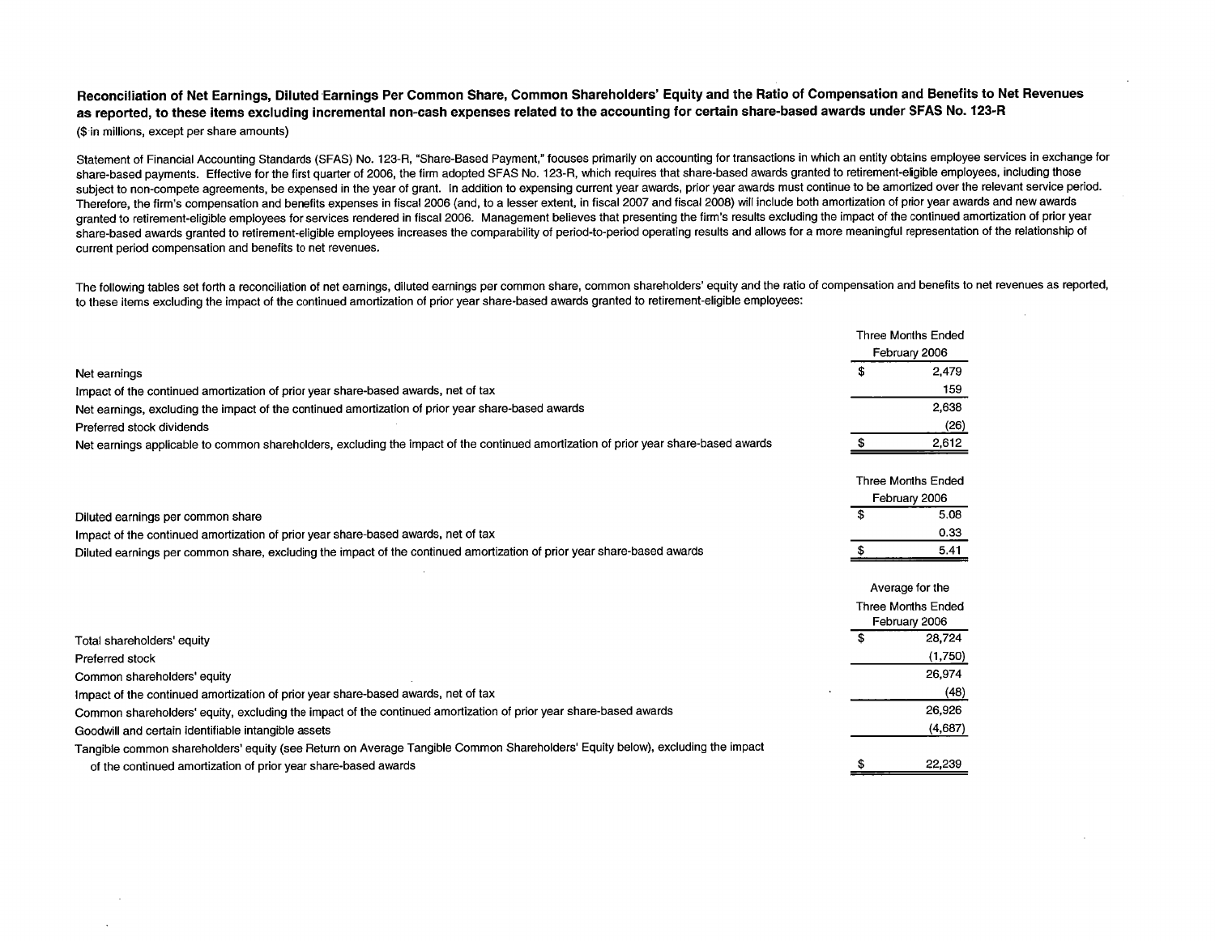**Reconciliation of Net Earnings, Diluted Earnings Per Common Share, Common Shareholders' Equity and the Ratio of Compensation and Benefits to Net Revenues as reported, to these items excluding incremental non-cash expenses related to the accounting for certain share-based awards under SFAS No. 123-R**

($ in millions, except per share amounts)

Statement of Financial Accounting Standards (SFAS) No. 123-R, "Share-Based Payment," focuses primarily on accounting for transactions in which an entity obtains employee services in exchange for share-based payments. Effective for the first quarter of 2006, the firm adopted SFAS No. 123-R, which requires that share-based awards granted to retirement-eligible employees, including those subject to non-compete agreements, be expensed in the year of grant. In addition to expensing current year awards, prior year awards must continue to be amortized over the relevant service period. Therefore, the firm's compensation and benefits expenses in fiscal 2006 (and, to a lesser extent, in fiscal 2007 and fiscal 2008) will include both amortization of prior year awards and new awards granted to retirement-eligible employees for services rendered in fiscal 2006. Management believes that presenting the firm's results excluding the impact of the continued amortization of prior year share-based awards granted to retirement-eligible employees increases the comparability of period-to-period operating results and allows for a more meaningful representation of the relationship of current period compensation and benefits to net revenues.

The following tables set forth a reconciliation of net earnings, diluted earnings per common share, common shareholders' equity and the ratio of compensation and benefits to net revenues as reported, to these items excluding the impact of the continued amortization of prior year share-based awards granted to retirement-eligible employees:

| | Three Months Ended February 2006 |
|---|---|
| Net earnings | $ 2,479 |
| Impact of the continued amortization of prior year share-based awards, net of tax | 159 |
| Net earnings, excluding the impact of the continued amortization of prior year share-based awards | 2,638 |
| Preferred stock dividends | (26) |
| Net earnings applicable to common shareholders, excluding the impact of the continued amortization of prior year share-based awards | $ 2,612 |

| | Three Months Ended February 2006 |
|---|---|
| Diluted earnings per common share | $ 5.08 |
| Impact of the continued amortization of prior year share-based awards, net of tax | 0.33 |
| Diluted earnings per common share, excluding the impact of the continued amortization of prior year share-based awards | $ 5.41 |

| | Average for the Three Months Ended February 2006 |
|---|---|
| Total shareholders' equity | $ 28,724 |
| Preferred stock | (1,750) |
| Common shareholders' equity | 26,974 |
| Impact of the continued amortization of prior year share-based awards, net of tax | (48) |
| Common shareholders' equity, excluding the impact of the continued amortization of prior year share-based awards | 26,926 |
| Goodwill and certain identifiable intangible assets | (4,687) |
| Tangible common shareholders' equity (see Return on Average Tangible Common Shareholders' Equity below), excluding the impact of the continued amortization of prior year share-based awards | $ 22,239 |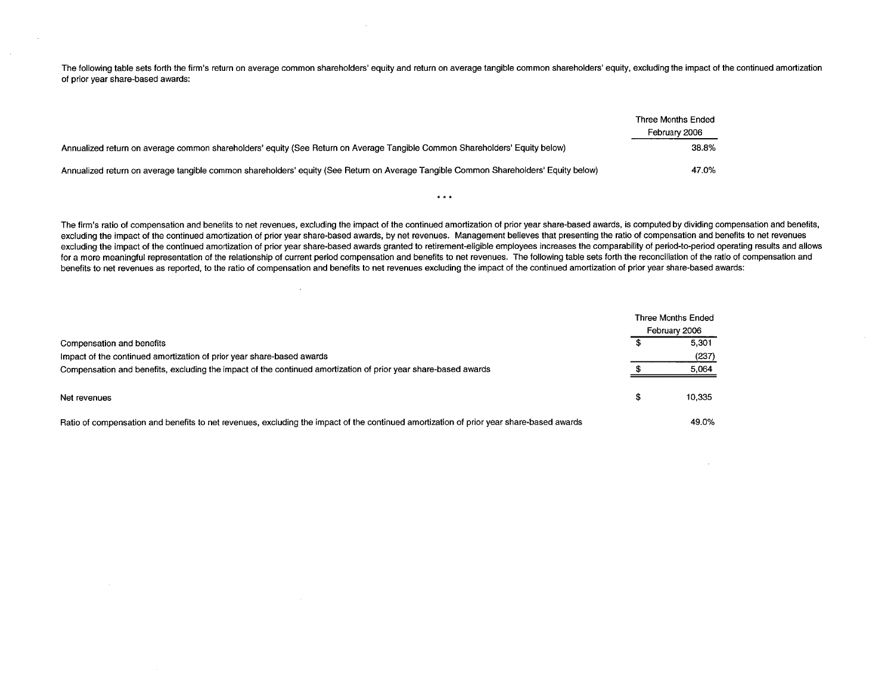The following table sets forth the firm's return on average common shareholders' equity and return on average tangible common shareholders' equity, excluding the impact of the continued amortization of prior year share-based awards:

| | Three Months Ended February 2006 |
|---|---|
| Annualized return on average common shareholders' equity (See Return on Average Tangible Common Shareholders' Equity below) | 38.8% |
| Annualized return on average tangible common shareholders' equity (See Return on Average Tangible Common Shareholders' Equity below) | 47.0% |

\* \* \*

The firm's ratio of compensation and benefits to net revenues, excluding the impact of the continued amortization of prior year share-based awards, is computed by dividing compensation and benefits, excluding the impact of the continued amortization of prior year share-based awards, by net revenues. Management believes that presenting the ratio of compensation and benefits to net revenues excluding the impact of the continued amortization of prior year share-based awards granted to retirement-eligible employees increases the comparability of period-to-period operating results and allows for a more meaningful representation of the relationship of current period compensation and benefits to net revenues. The following table sets forth the reconciliation of the ratio of compensation and benefits to net revenues as reported, to the ratio of compensation and benefits to net revenues excluding the impact of the continued amortization of prior year share-based awards:

| | Three Months Ended February 2006 |
|---|---|
| Compensation and benefits | $ 5,301 |
| Impact of the continued amortization of prior year share-based awards | (237) |
| Compensation and benefits, excluding the impact of the continued amortization of prior year share-based awards | $ 5,064 |
| Net revenues | $ 10,335 |
| Ratio of compensation and benefits to net revenues, excluding the impact of the continued amortization of prior year share-based awards | 49.0% |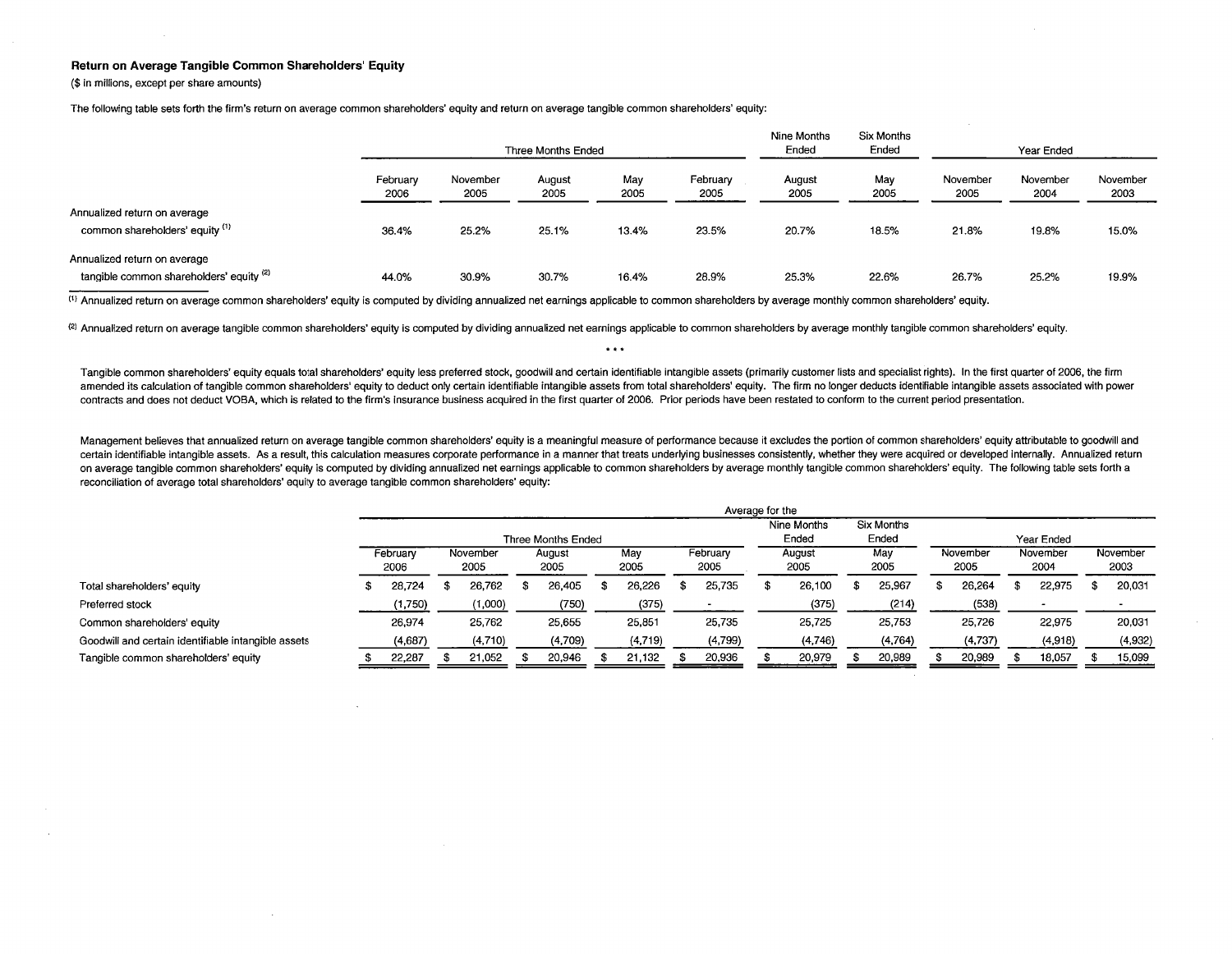## Return on Average Tangible Common Shareholders' Equity

($ in millions, except per share amounts)

The following table sets forth the firm's return on average common shareholders' equity and return on average tangible common shareholders' equity:

| | Three Months Ended | | | | | Nine Months Ended | Six Months Ended | Year Ended | | |
|---|---|---|---|---|---|---|---|---|---|---|
| | February 2006 | November 2005 | August 2005 | May 2005 | February 2005 | August 2005 | May 2005 | November 2005 | November 2004 | November 2003 |
| Annualized return on average common shareholders' equity [1] | 36.4% | 25.2% | 25.1% | 13.4% | 23.5% | 20.7% | 18.5% | 21.8% | 19.8% | 15.0% |
| Annualized return on average tangible common shareholders' equity [2] | 44.0% | 30.9% | 30.7% | 16.4% | 28.9% | 25.3% | 22.6% | 26.7% | 25.2% | 19.9% |

[1] Annualized return on average common shareholders' equity is computed by dividing annualized net earnings applicable to common shareholders by average monthly common shareholders' equity.

[2] Annualized return on average tangible common shareholders' equity is computed by dividing annualized net earnings applicable to common shareholders by average monthly tangible common shareholders' equity.

• • •

Tangible common shareholders' equity equals total shareholders' equity less preferred stock, goodwill and certain identifiable intangible assets (primarily customer lists and specialist rights). In the first quarter of 2006, the firm amended its calculation of tangible common shareholders' equity to deduct only certain identifiable intangible assets from total shareholders' equity. The firm no longer deducts identifiable intangible assets associated with power contracts and does not deduct VOBA, which is related to the firm's insurance business acquired in the first quarter of 2006. Prior periods have been restated to conform to the current period presentation.

Management believes that annualized return on average tangible common shareholders' equity is a meaningful measure of performance because it excludes the portion of common shareholders' equity attributable to goodwill and certain identifiable intangible assets. As a result, this calculation measures corporate performance in a manner that treats underlying businesses consistently, whether they were acquired or developed internally. Annualized return on average tangible common shareholders' equity is computed by dividing annualized net earnings applicable to common shareholders by average monthly tangible common shareholders' equity. The following table sets forth a reconciliation of average total shareholders' equity to average tangible common shareholders' equity:

| | Average for the | | | | | | | | | |
|---|---|---|---|---|---|---|---|---|---|---|
| | Three Months Ended | | | | | Nine Months Ended | Six Months Ended | Year Ended | | |
| | February 2006 | November 2005 | August 2005 | May 2005 | February 2005 | August 2005 | May 2005 | November 2005 | November 2004 | November 2003 |
| Total shareholders' equity | $ 28,724 | $ 26,762 | $ 26,405 | $ 26,226 | $ 25,735 | $ 26,100 | $ 25,967 | $ 26,264 | $ 22,975 | $ 20,031 |
| Preferred stock | (1,750) | (1,000) | (750) | (375) | - | (375) | (214) | (538) | - | - |
| Common shareholders' equity | 26,974 | 25,762 | 25,655 | 25,851 | 25,735 | 25,725 | 25,753 | 25,726 | 22,975 | 20,031 |
| Goodwill and certain identifiable intangible assets | (4,687) | (4,710) | (4,709) | (4,719) | (4,799) | (4,746) | (4,764) | (4,737) | (4,918) | (4,932) |
| Tangible common shareholders' equity | $ 22,287 | $ 21,052 | $ 20,946 | $ 21,132 | $ 20,936 | $ 20,979 | $ 20,989 | $ 20,989 | $ 18,057 | $ 15,099 |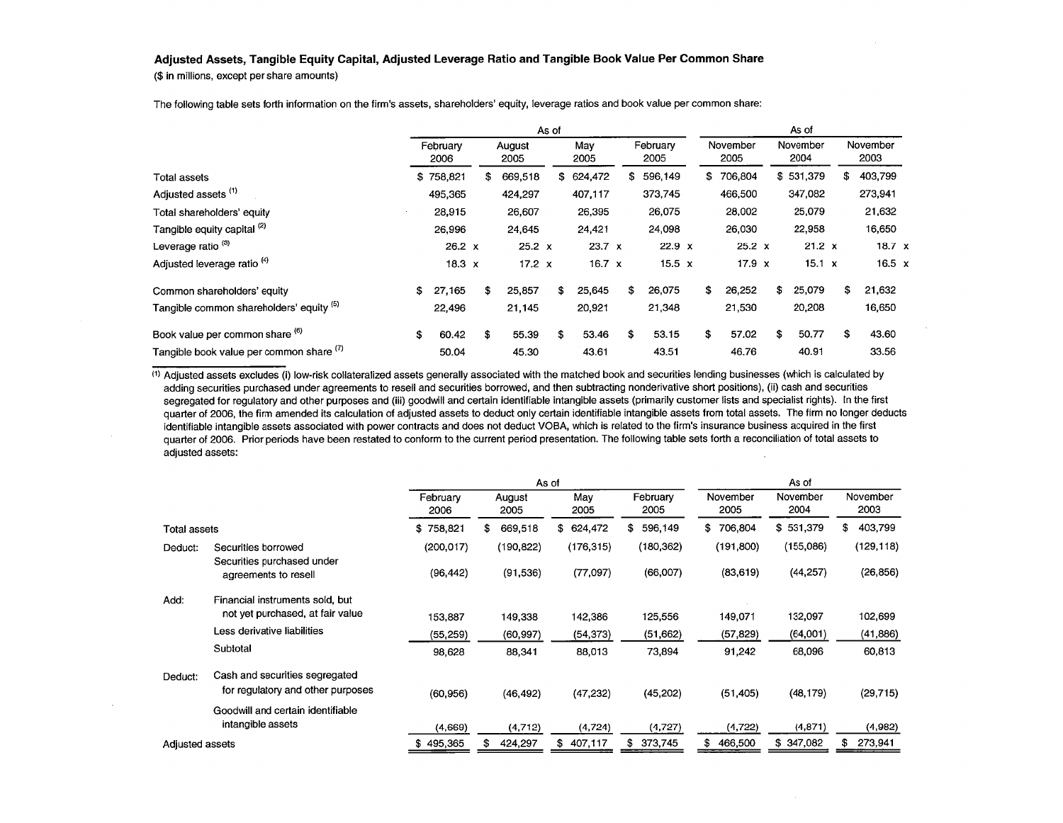**Adjusted Assets, Tangible Equity Capital, Adjusted Leverage Ratio and Tangible Book Value Per Common Share**

($ in millions, except per share amounts)

The following table sets forth information on the firm's assets, shareholders' equity, leverage ratios and book value per common share:

| | As of | | | | As of | | |
|---|---|---|---|---|---|---|---|
| | February 2006 | August 2005 | May 2005 | February 2005 | November 2005 | November 2004 | November 2003 |
| Total assets | $ 758,821 | $ 669,518 | $ 624,472 | $ 596,149 | $ 706,804 | $ 531,379 | $ 403,799 |
| Adjusted assets [1] | 495,365 | 424,297 | 407,117 | 373,745 | 466,500 | 347,082 | 273,941 |
| Total shareholders' equity | 28,915 | 26,607 | 26,395 | 26,075 | 28,002 | 25,079 | 21,632 |
| Tangible equity capital [2] | 26,996 | 24,645 | 24,421 | 24,098 | 26,030 | 22,958 | 16,650 |
| Leverage ratio [3] | 26.2 x | 25.2 x | 23.7 x | 22.9 x | 25.2 x | 21.2 x | 18.7 x |
| Adjusted leverage ratio [4] | 18.3 x | 17.2 x | 16.7 x | 15.5 x | 17.9 x | 15.1 x | 16.5 x |
| Common shareholders' equity | $ 27,165 | $ 25,857 | $ 25,645 | $ 26,075 | $ 26,252 | $ 25,079 | $ 21,632 |
| Tangible common shareholders' equity [5] | 22,496 | 21,145 | 20,921 | 21,348 | 21,530 | 20,208 | 16,650 |
| Book value per common share [6] | $ 60.42 | $ 55.39 | $ 53.46 | $ 53.15 | $ 57.02 | $ 50.77 | $ 43.60 |
| Tangible book value per common share [7] | 50.04 | 45.30 | 43.61 | 43.51 | 46.76 | 40.91 | 33.56 |

[1] Adjusted assets excludes (i) low-risk collateralized assets generally associated with the matched book and securities lending businesses (which is calculated by adding securities purchased under agreements to resell and securities borrowed, and then subtracting nonderivative short positions), (ii) cash and securities segregated for regulatory and other purposes and (iii) goodwill and certain identifiable intangible assets (primarily customer lists and specialist rights). In the first quarter of 2006, the firm amended its calculation of adjusted assets to deduct only certain identifiable intangible assets from total assets. The firm no longer deducts identifiable intangible assets associated with power contracts and does not deduct VOBA, which is related to the firm's insurance business acquired in the first quarter of 2006. Prior periods have been restated to conform to the current period presentation. The following table sets forth a reconciliation of total assets to adjusted assets:

| | | As of | | | | As of | | |
|---|---|---|---|---|---|---|---|---|
| | | February 2006 | August 2005 | May 2005 | February 2005 | November 2005 | November 2004 | November 2003 |
| Total assets | | $ 758,821 | $ 669,518 | $ 624,472 | $ 596,149 | $ 706,804 | $ 531,379 | $ 403,799 |
| Deduct: | Securities borrowed | (200,017) | (190,822) | (176,315) | (180,362) | (191,800) | (155,086) | (129,118) |
| | Securities purchased under agreements to resell | (96,442) | (91,536) | (77,097) | (66,007) | (83,619) | (44,257) | (26,856) |
| Add: | Financial instruments sold, but not yet purchased, at fair value | 153,887 | 149,338 | 142,386 | 125,556 | 149,071 | 132,097 | 102,699 |
| | Less derivative liabilities | (55,259) | (60,997) | (54,373) | (51,662) | (57,829) | (64,001) | (41,886) |
| | Subtotal | 98,628 | 88,341 | 88,013 | 73,894 | 91,242 | 68,096 | 60,813 |
| Deduct: | Cash and securities segregated for regulatory and other purposes | (60,956) | (46,492) | (47,232) | (45,202) | (51,405) | (48,179) | (29,715) |
| | Goodwill and certain identifiable intangible assets | (4,669) | (4,712) | (4,724) | (4,727) | (4,722) | (4,871) | (4,982) |
| Adjusted assets | | $ 495,365 | $ 424,297 | $ 407,117 | $ 373,745 | $ 466,500 | $ 347,082 | $ 273,941 |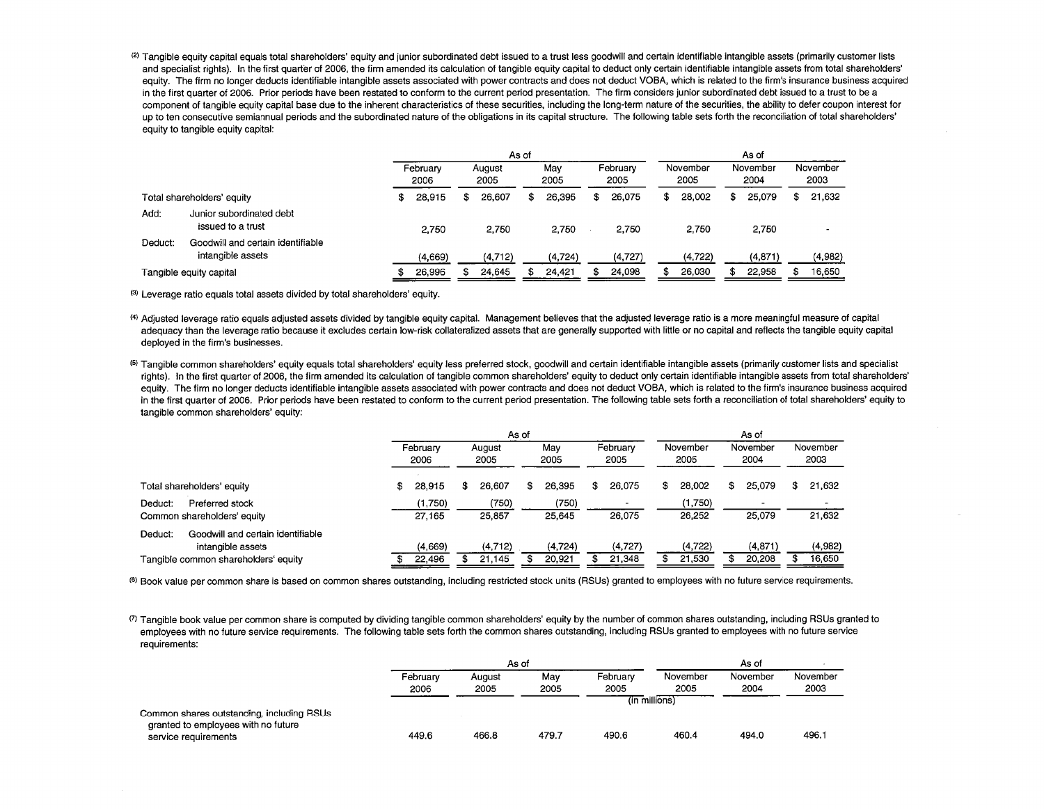(2) Tangible equity capital equals total shareholders' equity and junior subordinated debt issued to a trust less goodwill and certain identifiable intangible assets (primarily customer lists and specialist rights). In the first quarter of 2006, the firm amended its calculation of tangible equity capital to deduct only certain identifiable intangible assets from total shareholders' equity. The firm no longer deducts identifiable intangible assets associated with power contracts and does not deduct VOBA, which is related to the firm's insurance business acquired in the first quarter of 2006. Prior periods have been restated to conform to the current period presentation. The firm considers junior subordinated debt issued to a trust to be a component of tangible equity capital base due to the inherent characteristics of these securities, including the long-term nature of the securities, the ability to defer coupon interest for up to ten consecutive semiannual periods and the subordinated nature of the obligations in its capital structure. The following table sets forth the reconciliation of total shareholders' equity to tangible equity capital:

| | As of | | | | As of | | |
|---|---|---|---|---|---|---|---|
| | February 2006 | August 2005 | May 2005 | February 2005 | November 2005 | November 2004 | November 2003 |
| Total shareholders' equity | $ 28,915 | $ 26,607 | $ 26,395 | $ 26,075 | $ 28,002 | $ 25,079 | $ 21,632 |
| Add: Junior subordinated debt issued to a trust | 2,750 | 2,750 | 2,750 | 2,750 | 2,750 | 2,750 | - |
| Deduct: Goodwill and certain identifiable intangible assets | (4,669) | (4,712) | (4,724) | (4,727) | (4,722) | (4,871) | (4,982) |
| Tangible equity capital | $ 26,996 | $ 24,645 | $ 24,421 | $ 24,098 | $ 26,030 | $ 22,958 | $ 16,650 |

(3) Leverage ratio equals total assets divided by total shareholders' equity.

(4) Adjusted leverage ratio equals adjusted assets divided by tangible equity capital. Management believes that the adjusted leverage ratio is a more meaningful measure of capital adequacy than the leverage ratio because it excludes certain low-risk collateralized assets that are generally supported with little or no capital and reflects the tangible equity capital deployed in the firm's businesses.

(5) Tangible common shareholders' equity equals total shareholders' equity less preferred stock, goodwill and certain identifiable intangible assets (primarily customer lists and specialist rights). In the first quarter of 2006, the firm amended its calculation of tangible common shareholders' equity to deduct only certain identifiable intangible assets from total shareholders' equity. The firm no longer deducts identifiable intangible assets associated with power contracts and does not deduct VOBA, which is related to the firm's insurance business acquired in the first quarter of 2006. Prior periods have been restated to conform to the current period presentation. The following table sets forth a reconciliation of total shareholders' equity to tangible common shareholders' equity:

| | As of | | | | As of | | |
|---|---|---|---|---|---|---|---|
| | February 2006 | August 2005 | May 2005 | February 2005 | November 2005 | November 2004 | November 2003 |
| Total shareholders' equity | $ 28,915 | $ 26,607 | $ 26,395 | $ 26,075 | $ 28,002 | $ 25,079 | $ 21,632 |
| Deduct: Preferred stock | (1,750) | (750) | (750) | - | (1,750) | - | - |
| Common shareholders' equity | 27,165 | 25,857 | 25,645 | 26,075 | 26,252 | 25,079 | 21,632 |
| Deduct: Goodwill and certain identifiable intangible assets | (4,669) | (4,712) | (4,724) | (4,727) | (4,722) | (4,871) | (4,982) |
| Tangible common shareholders' equity | $ 22,496 | $ 21,145 | $ 20,921 | $ 21,348 | $ 21,530 | $ 20,208 | $ 16,650 |

(6) Book value per common share is based on common shares outstanding, including restricted stock units (RSUs) granted to employees with no future service requirements.

(7) Tangible book value per common share is computed by dividing tangible common shareholders' equity by the number of common shares outstanding, including RSUs granted to employees with no future service requirements. The following table sets forth the common shares outstanding, including RSUs granted to employees with no future service requirements:

| | As of | | | | As of | | |
|---|---|---|---|---|---|---|---|
| | February 2006 | August 2005 | May 2005 | February 2005 | November 2005 | November 2004 | November 2003 |
| | (in millions) | | | | | | |
| Common shares outstanding, including RSUs granted to employees with no future service requirements | 449.6 | 466.8 | 479.7 | 490.6 | 460.4 | 494.0 | 496.1 |